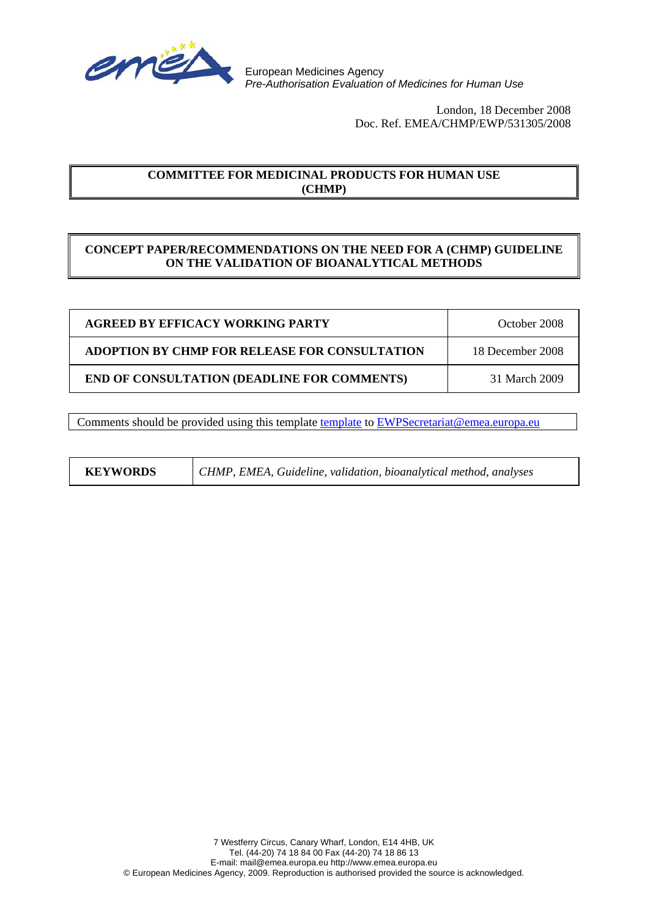European Medicines Agency
*Pre-Authorisation Evaluation of Medicines for Human Use*

London, 18 December 2008
Doc. Ref. EMEA/CHMP/EWP/531305/2008

**COMMITTEE FOR MEDICINAL PRODUCTS FOR HUMAN USE (CHMP)**

**CONCEPT PAPER/RECOMMENDATIONS ON THE NEED FOR A (CHMP) GUIDELINE ON THE VALIDATION OF BIOANALYTICAL METHODS**

| | |
|---|---|
| **AGREED BY EFFICACY WORKING PARTY** | October 2008 |
| **ADOPTION BY CHMP FOR RELEASE FOR CONSULTATION** | 18 December 2008 |
| **END OF CONSULTATION (DEADLINE FOR COMMENTS)** | 31 March 2009 |

Comments should be provided using this template [template](template) to [EWPSecretariat@emea.europa.eu](mailto:EWPSecretariat@emea.europa.eu)

| | |
|---|---|
| **KEYWORDS** | *CHMP, EMEA, Guideline, validation, bioanalytical method, analyses* |

7 Westferry Circus, Canary Wharf, London, E14 4HB, UK
Tel. (44-20) 74 18 84 00 Fax (44-20) 74 18 86 13
E-mail: mail@emea.europa.eu http://www.emea.europa.eu
© European Medicines Agency, 2009. Reproduction is authorised provided the source is acknowledged.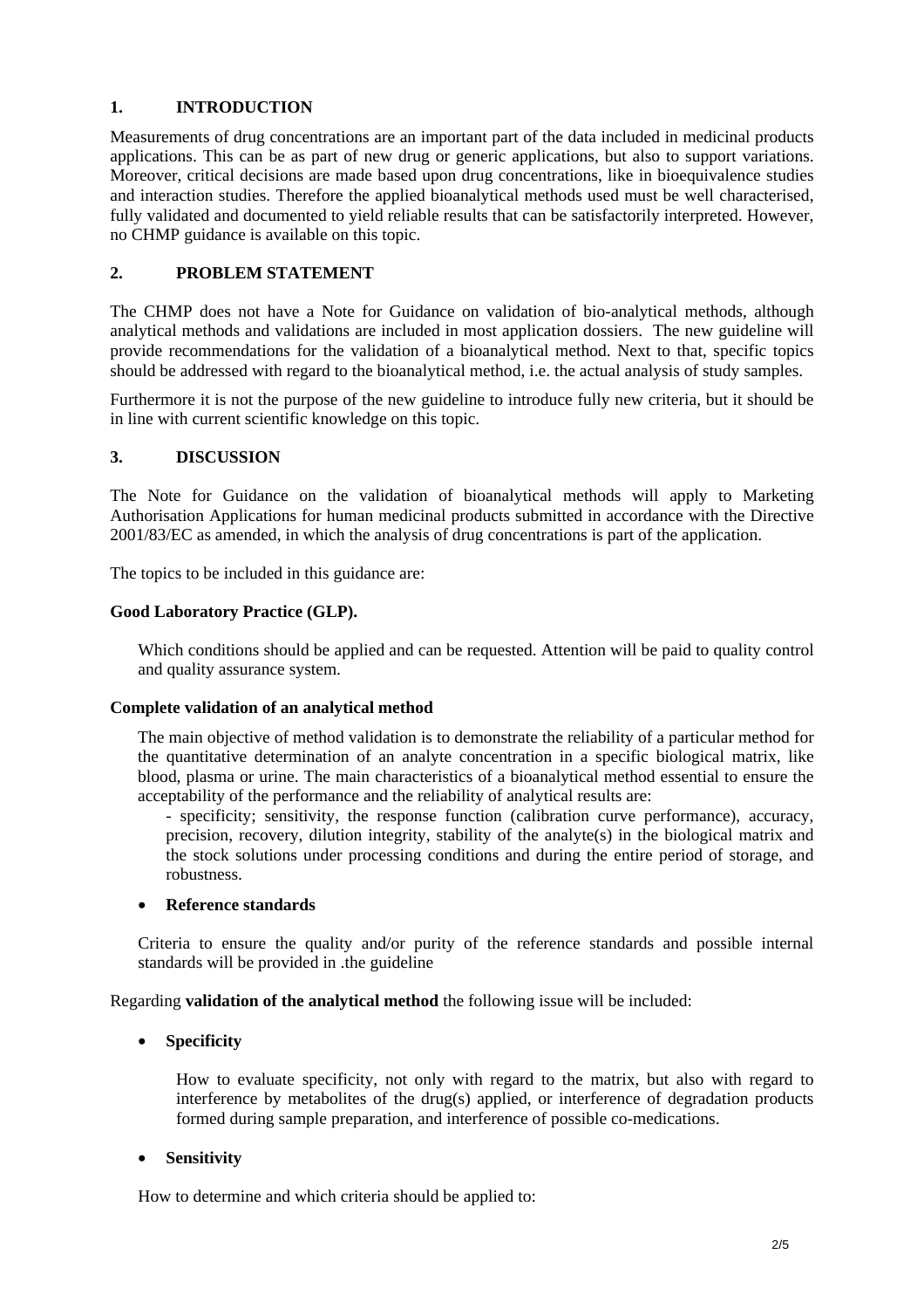## 1. INTRODUCTION

Measurements of drug concentrations are an important part of the data included in medicinal products applications. This can be as part of new drug or generic applications, but also to support variations. Moreover, critical decisions are made based upon drug concentrations, like in bioequivalence studies and interaction studies. Therefore the applied bioanalytical methods used must be well characterised, fully validated and documented to yield reliable results that can be satisfactorily interpreted. However, no CHMP guidance is available on this topic.

## 2. PROBLEM STATEMENT

The CHMP does not have a Note for Guidance on validation of bio-analytical methods, although analytical methods and validations are included in most application dossiers. The new guideline will provide recommendations for the validation of a bioanalytical method. Next to that, specific topics should be addressed with regard to the bioanalytical method, i.e. the actual analysis of study samples.

Furthermore it is not the purpose of the new guideline to introduce fully new criteria, but it should be in line with current scientific knowledge on this topic.

## 3. DISCUSSION

The Note for Guidance on the validation of bioanalytical methods will apply to Marketing Authorisation Applications for human medicinal products submitted in accordance with the Directive 2001/83/EC as amended, in which the analysis of drug concentrations is part of the application.

The topics to be included in this guidance are:

**Good Laboratory Practice (GLP).**

Which conditions should be applied and can be requested. Attention will be paid to quality control and quality assurance system.

**Complete validation of an analytical method**

The main objective of method validation is to demonstrate the reliability of a particular method for the quantitative determination of an analyte concentration in a specific biological matrix, like blood, plasma or urine. The main characteristics of a bioanalytical method essential to ensure the acceptability of the performance and the reliability of analytical results are:

- specificity; sensitivity, the response function (calibration curve performance), accuracy, precision, recovery, dilution integrity, stability of the analyte(s) in the biological matrix and the stock solutions under processing conditions and during the entire period of storage, and robustness.

- **Reference standards**

Criteria to ensure the quality and/or purity of the reference standards and possible internal standards will be provided in .the guideline

Regarding **validation of the analytical method** the following issue will be included:

- **Specificity**

  How to evaluate specificity, not only with regard to the matrix, but also with regard to interference by metabolites of the drug(s) applied, or interference of degradation products formed during sample preparation, and interference of possible co-medications.

- **Sensitivity**

  How to determine and which criteria should be applied to: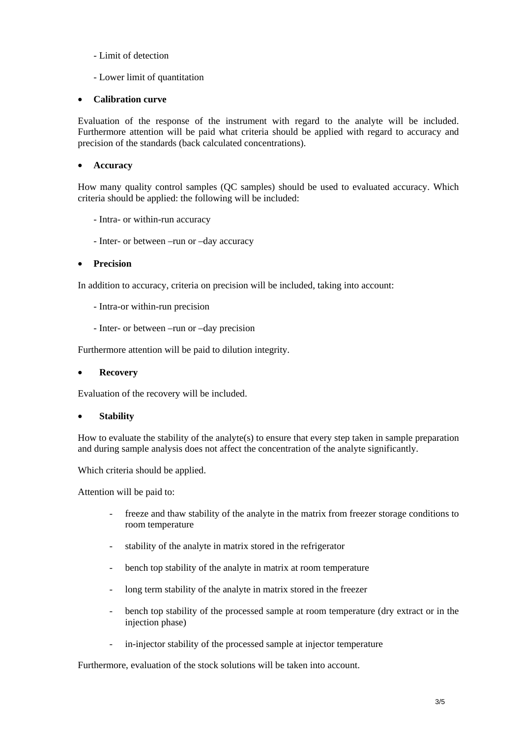- Limit of detection

- Lower limit of quantitation

- **Calibration curve**

Evaluation of the response of the instrument with regard to the analyte will be included. Furthermore attention will be paid what criteria should be applied with regard to accuracy and precision of the standards (back calculated concentrations).

- **Accuracy**

How many quality control samples (QC samples) should be used to evaluated accuracy. Which criteria should be applied: the following will be included:

- Intra- or within-run accuracy

- Inter- or between –run or –day accuracy

- **Precision**

In addition to accuracy, criteria on precision will be included, taking into account:

- Intra-or within-run precision

- Inter- or between –run or –day precision

Furthermore attention will be paid to dilution integrity.

- **Recovery**

Evaluation of the recovery will be included.

- **Stability**

How to evaluate the stability of the analyte(s) to ensure that every step taken in sample preparation and during sample analysis does not affect the concentration of the analyte significantly.

Which criteria should be applied.

Attention will be paid to:

- freeze and thaw stability of the analyte in the matrix from freezer storage conditions to room temperature
- stability of the analyte in matrix stored in the refrigerator
- bench top stability of the analyte in matrix at room temperature
- long term stability of the analyte in matrix stored in the freezer
- bench top stability of the processed sample at room temperature (dry extract or in the injection phase)
- in-injector stability of the processed sample at injector temperature

Furthermore, evaluation of the stock solutions will be taken into account.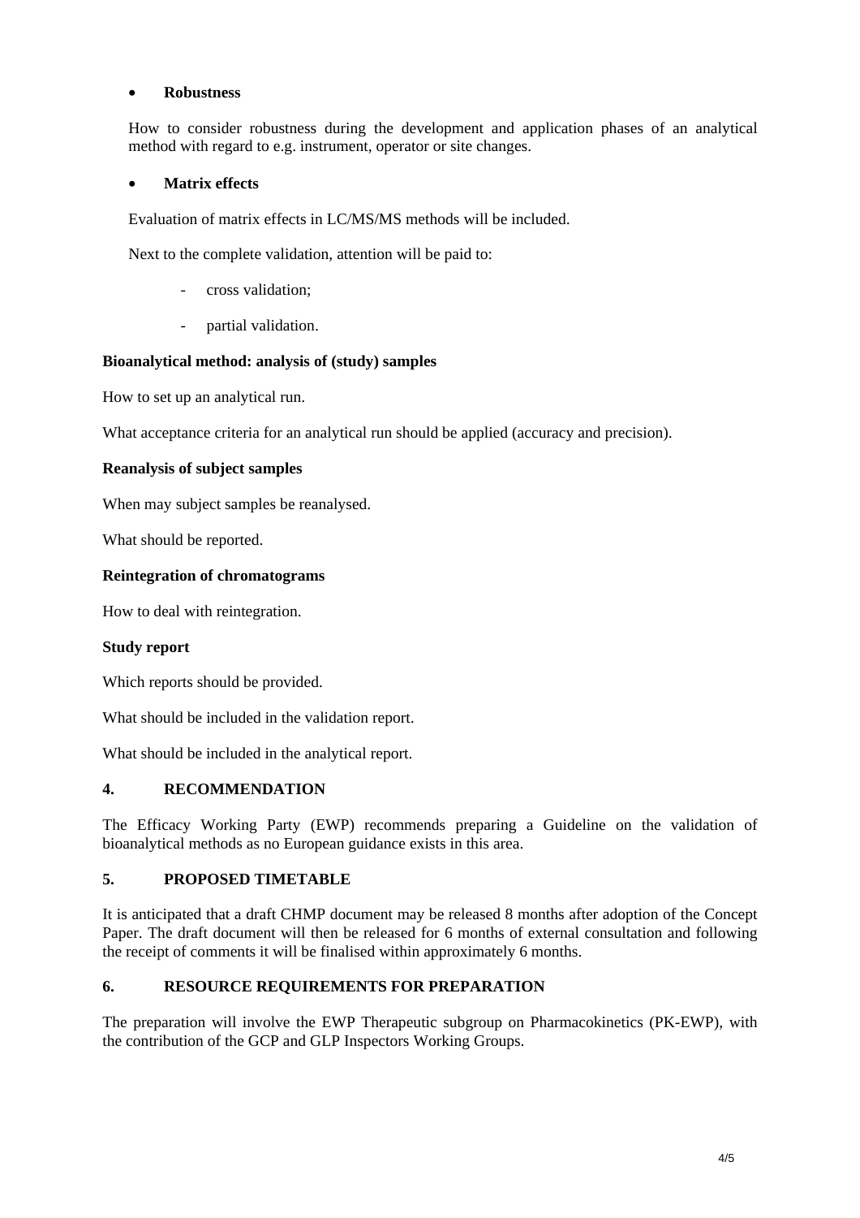- **Robustness**

  How to consider robustness during the development and application phases of an analytical method with regard to e.g. instrument, operator or site changes.

- **Matrix effects**

  Evaluation of matrix effects in LC/MS/MS methods will be included.

  Next to the complete validation, attention will be paid to:

    - cross validation;
    - partial validation.

**Bioanalytical method: analysis of (study) samples**

How to set up an analytical run.

What acceptance criteria for an analytical run should be applied (accuracy and precision).

**Reanalysis of subject samples**

When may subject samples be reanalysed.

What should be reported.

**Reintegration of chromatograms**

How to deal with reintegration.

**Study report**

Which reports should be provided.

What should be included in the validation report.

What should be included in the analytical report.

## 4. RECOMMENDATION

The Efficacy Working Party (EWP) recommends preparing a Guideline on the validation of bioanalytical methods as no European guidance exists in this area.

## 5. PROPOSED TIMETABLE

It is anticipated that a draft CHMP document may be released 8 months after adoption of the Concept Paper. The draft document will then be released for 6 months of external consultation and following the receipt of comments it will be finalised within approximately 6 months.

## 6. RESOURCE REQUIREMENTS FOR PREPARATION

The preparation will involve the EWP Therapeutic subgroup on Pharmacokinetics (PK-EWP), with the contribution of the GCP and GLP Inspectors Working Groups.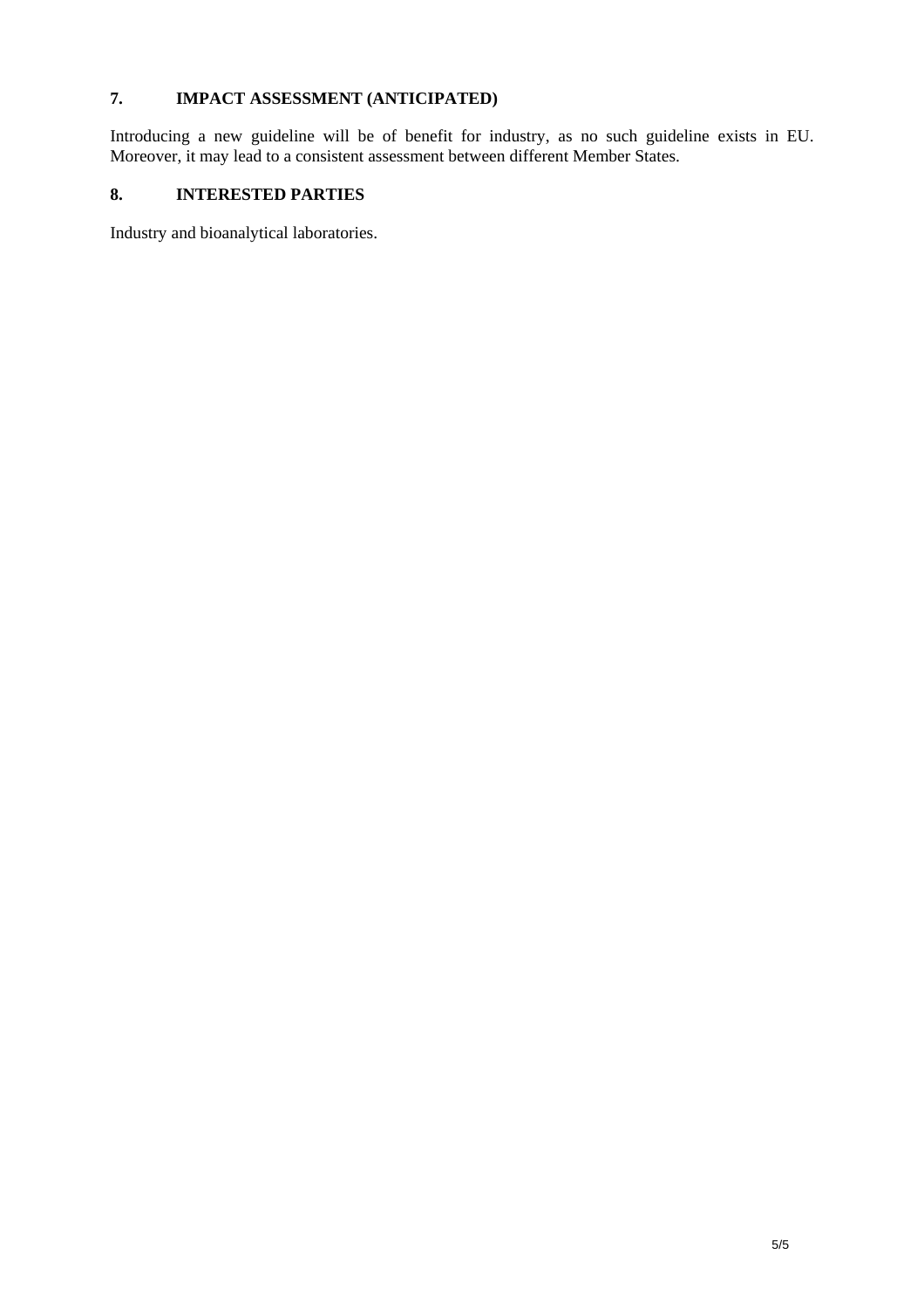## 7. IMPACT ASSESSMENT (ANTICIPATED)

Introducing a new guideline will be of benefit for industry, as no such guideline exists in EU. Moreover, it may lead to a consistent assessment between different Member States.

## 8. INTERESTED PARTIES

Industry and bioanalytical laboratories.